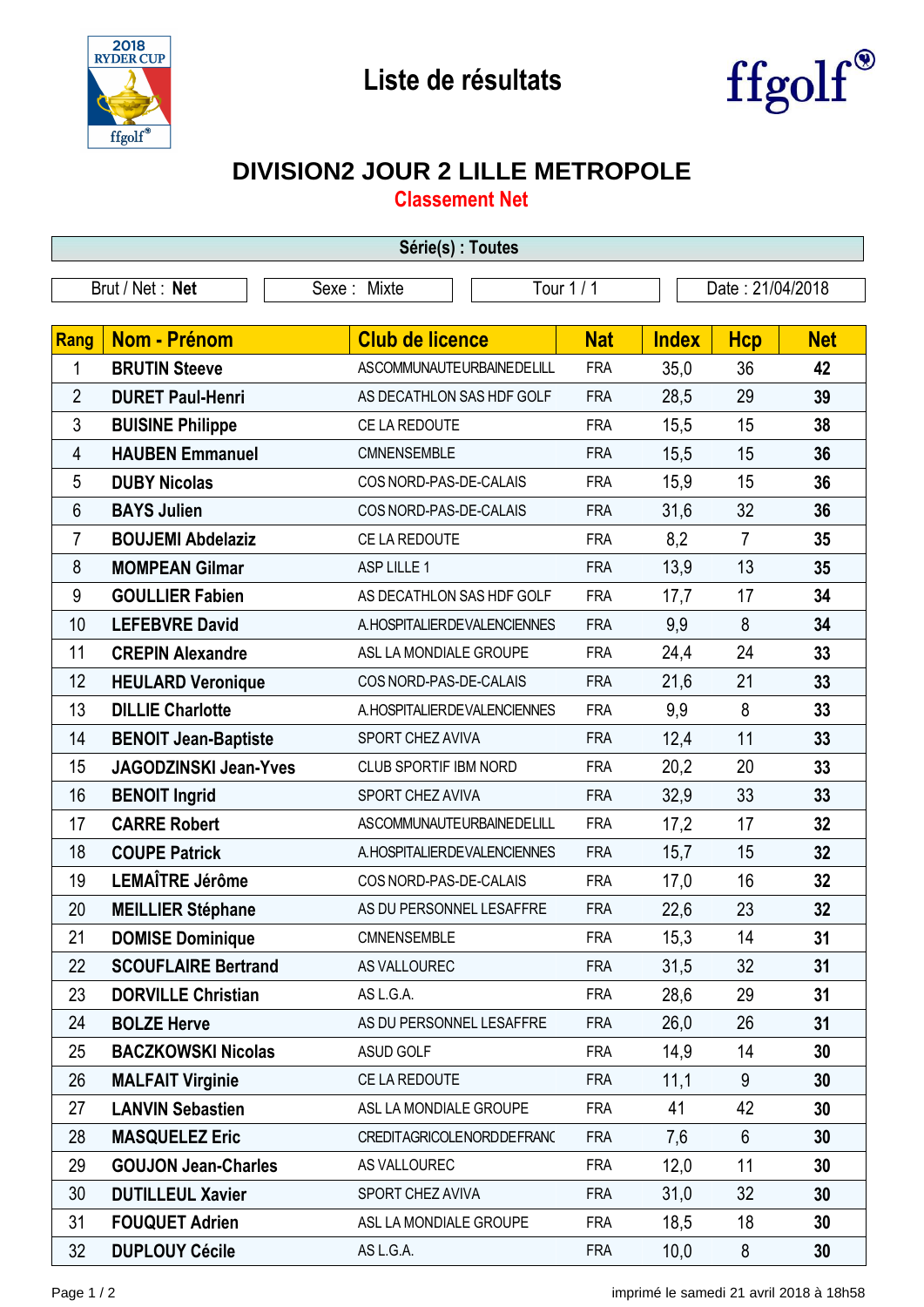# Liste de résultats

## DIVISION2 JOUR 2 LILLE METROPOLE

### Classement Net

**Série(s) : Toutes**

| Brut / Net : **Net** | Sexe : Mixte | Tour 1 / 1 | Date : 21/04/2018 |
|---|---|---|---|

| Rang | Nom - Prénom | Club de licence | Nat | Index | Hcp | Net |
|---|---|---|---|---|---|---|
| 1 | **BRUTIN Steeve** | ASCOMMUNAUTEURBAINEDELILL | FRA | 35,0 | 36 | **42** |
| 2 | **DURET Paul-Henri** | AS DECATHLON SAS HDF GOLF | FRA | 28,5 | 29 | **39** |
| 3 | **BUISINE Philippe** | CE LA REDOUTE | FRA | 15,5 | 15 | **38** |
| 4 | **HAUBEN Emmanuel** | CMNENSEMBLE | FRA | 15,5 | 15 | **36** |
| 5 | **DUBY Nicolas** | COS NORD-PAS-DE-CALAIS | FRA | 15,9 | 15 | **36** |
| 6 | **BAYS Julien** | COS NORD-PAS-DE-CALAIS | FRA | 31,6 | 32 | **36** |
| 7 | **BOUJEMI Abdelaziz** | CE LA REDOUTE | FRA | 8,2 | 7 | **35** |
| 8 | **MOMPEAN Gilmar** | ASP LILLE 1 | FRA | 13,9 | 13 | **35** |
| 9 | **GOULLIER Fabien** | AS DECATHLON SAS HDF GOLF | FRA | 17,7 | 17 | **34** |
| 10 | **LEFEBVRE David** | A.HOSPITALIERDEVALENCIENNES | FRA | 9,9 | 8 | **34** |
| 11 | **CREPIN Alexandre** | ASL LA MONDIALE GROUPE | FRA | 24,4 | 24 | **33** |
| 12 | **HEULARD Veronique** | COS NORD-PAS-DE-CALAIS | FRA | 21,6 | 21 | **33** |
| 13 | **DILLIE Charlotte** | A.HOSPITALIERDEVALENCIENNES | FRA | 9,9 | 8 | **33** |
| 14 | **BENOIT Jean-Baptiste** | SPORT CHEZ AVIVA | FRA | 12,4 | 11 | **33** |
| 15 | **JAGODZINSKI Jean-Yves** | CLUB SPORTIF IBM NORD | FRA | 20,2 | 20 | **33** |
| 16 | **BENOIT Ingrid** | SPORT CHEZ AVIVA | FRA | 32,9 | 33 | **33** |
| 17 | **CARRE Robert** | ASCOMMUNAUTEURBAINEDELILL | FRA | 17,2 | 17 | **32** |
| 18 | **COUPE Patrick** | A.HOSPITALIERDEVALENCIENNES | FRA | 15,7 | 15 | **32** |
| 19 | **LEMAÎTRE Jérôme** | COS NORD-PAS-DE-CALAIS | FRA | 17,0 | 16 | **32** |
| 20 | **MEILLIER Stéphane** | AS DU PERSONNEL LESAFFRE | FRA | 22,6 | 23 | **32** |
| 21 | **DOMISE Dominique** | CMNENSEMBLE | FRA | 15,3 | 14 | **31** |
| 22 | **SCOUFLAIRE Bertrand** | AS VALLOUREC | FRA | 31,5 | 32 | **31** |
| 23 | **DORVILLE Christian** | AS L.G.A. | FRA | 28,6 | 29 | **31** |
| 24 | **BOLZE Herve** | AS DU PERSONNEL LESAFFRE | FRA | 26,0 | 26 | **31** |
| 25 | **BACZKOWSKI Nicolas** | ASUD GOLF | FRA | 14,9 | 14 | **30** |
| 26 | **MALFAIT Virginie** | CE LA REDOUTE | FRA | 11,1 | 9 | **30** |
| 27 | **LANVIN Sebastien** | ASL LA MONDIALE GROUPE | FRA | 41 | 42 | **30** |
| 28 | **MASQUELEZ Eric** | CREDITAGRICOLENORDDEFRANC | FRA | 7,6 | 6 | **30** |
| 29 | **GOUJON Jean-Charles** | AS VALLOUREC | FRA | 12,0 | 11 | **30** |
| 30 | **DUTILLEUL Xavier** | SPORT CHEZ AVIVA | FRA | 31,0 | 32 | **30** |
| 31 | **FOUQUET Adrien** | ASL LA MONDIALE GROUPE | FRA | 18,5 | 18 | **30** |
| 32 | **DUPLOUY Cécile** | AS L.G.A. | FRA | 10,0 | 8 | **30** |

imprimé le samedi 21 avril 2018 à 18h58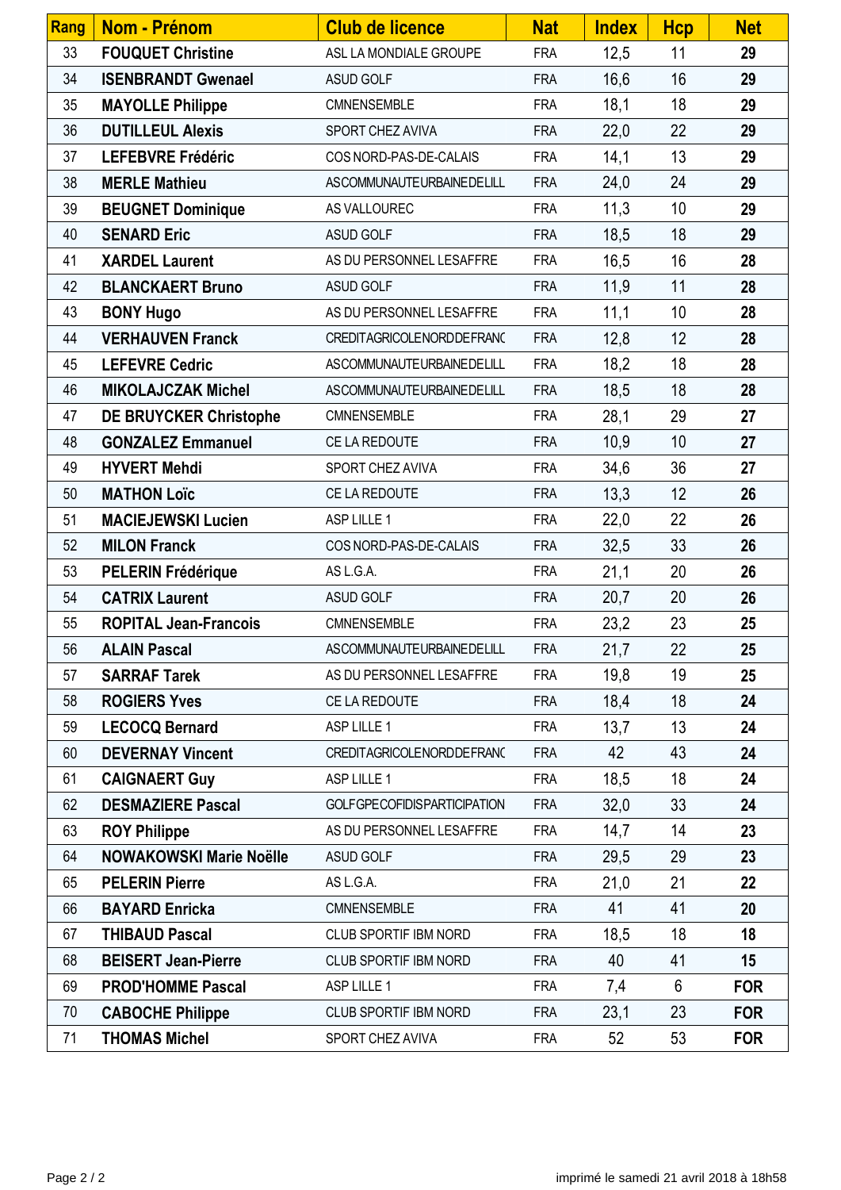| Rang | Nom - Prénom | Club de licence | Nat | Index | Hcp | Net |
|---|---|---|---|---|---|---|
| 33 | **FOUQUET Christine** | ASL LA MONDIALE GROUPE | FRA | 12,5 | 11 | **29** |
| 34 | **ISENBRANDT Gwenael** | ASUD GOLF | FRA | 16,6 | 16 | **29** |
| 35 | **MAYOLLE Philippe** | CMNENSEMBLE | FRA | 18,1 | 18 | **29** |
| 36 | **DUTILLEUL Alexis** | SPORT CHEZ AVIVA | FRA | 22,0 | 22 | **29** |
| 37 | **LEFEBVRE Frédéric** | COS NORD-PAS-DE-CALAIS | FRA | 14,1 | 13 | **29** |
| 38 | **MERLE Mathieu** | ASCOMMUNAUTEURBAINEDELILL | FRA | 24,0 | 24 | **29** |
| 39 | **BEUGNET Dominique** | AS VALLOUREC | FRA | 11,3 | 10 | **29** |
| 40 | **SENARD Eric** | ASUD GOLF | FRA | 18,5 | 18 | **29** |
| 41 | **XARDEL Laurent** | AS DU PERSONNEL LESAFFRE | FRA | 16,5 | 16 | **28** |
| 42 | **BLANCKAERT Bruno** | ASUD GOLF | FRA | 11,9 | 11 | **28** |
| 43 | **BONY Hugo** | AS DU PERSONNEL LESAFFRE | FRA | 11,1 | 10 | **28** |
| 44 | **VERHAUVEN Franck** | CREDITAGRICOLENORDDEFRANC | FRA | 12,8 | 12 | **28** |
| 45 | **LEFEVRE Cedric** | ASCOMMUNAUTEURBAINEDELILL | FRA | 18,2 | 18 | **28** |
| 46 | **MIKOLAJCZAK Michel** | ASCOMMUNAUTEURBAINEDELILL | FRA | 18,5 | 18 | **28** |
| 47 | **DE BRUYCKER Christophe** | CMNENSEMBLE | FRA | 28,1 | 29 | **27** |
| 48 | **GONZALEZ Emmanuel** | CE LA REDOUTE | FRA | 10,9 | 10 | **27** |
| 49 | **HYVERT Mehdi** | SPORT CHEZ AVIVA | FRA | 34,6 | 36 | **27** |
| 50 | **MATHON Loïc** | CE LA REDOUTE | FRA | 13,3 | 12 | **26** |
| 51 | **MACIEJEWSKI Lucien** | ASP LILLE 1 | FRA | 22,0 | 22 | **26** |
| 52 | **MILON Franck** | COS NORD-PAS-DE-CALAIS | FRA | 32,5 | 33 | **26** |
| 53 | **PELERIN Frédérique** | AS L.G.A. | FRA | 21,1 | 20 | **26** |
| 54 | **CATRIX Laurent** | ASUD GOLF | FRA | 20,7 | 20 | **26** |
| 55 | **ROPITAL Jean-Francois** | CMNENSEMBLE | FRA | 23,2 | 23 | **25** |
| 56 | **ALAIN Pascal** | ASCOMMUNAUTEURBAINEDELILL | FRA | 21,7 | 22 | **25** |
| 57 | **SARRAF Tarek** | AS DU PERSONNEL LESAFFRE | FRA | 19,8 | 19 | **25** |
| 58 | **ROGIERS Yves** | CE LA REDOUTE | FRA | 18,4 | 18 | **24** |
| 59 | **LECOCQ Bernard** | ASP LILLE 1 | FRA | 13,7 | 13 | **24** |
| 60 | **DEVERNAY Vincent** | CREDITAGRICOLENORDDEFRANC | FRA | 42 | 43 | **24** |
| 61 | **CAIGNAERT Guy** | ASP LILLE 1 | FRA | 18,5 | 18 | **24** |
| 62 | **DESMAZIERE Pascal** | GOLFGPECOFIDISPARTICIPATION | FRA | 32,0 | 33 | **24** |
| 63 | **ROY Philippe** | AS DU PERSONNEL LESAFFRE | FRA | 14,7 | 14 | **23** |
| 64 | **NOWAKOWSKI Marie Noëlle** | ASUD GOLF | FRA | 29,5 | 29 | **23** |
| 65 | **PELERIN Pierre** | AS L.G.A. | FRA | 21,0 | 21 | **22** |
| 66 | **BAYARD Enricka** | CMNENSEMBLE | FRA | 41 | 41 | **20** |
| 67 | **THIBAUD Pascal** | CLUB SPORTIF IBM NORD | FRA | 18,5 | 18 | **18** |
| 68 | **BEISERT Jean-Pierre** | CLUB SPORTIF IBM NORD | FRA | 40 | 41 | **15** |
| 69 | **PROD'HOMME Pascal** | ASP LILLE 1 | FRA | 7,4 | 6 | **FOR** |
| 70 | **CABOCHE Philippe** | CLUB SPORTIF IBM NORD | FRA | 23,1 | 23 | **FOR** |
| 71 | **THOMAS Michel** | SPORT CHEZ AVIVA | FRA | 52 | 53 | **FOR** |

imprimé le samedi 21 avril 2018 à 18h58